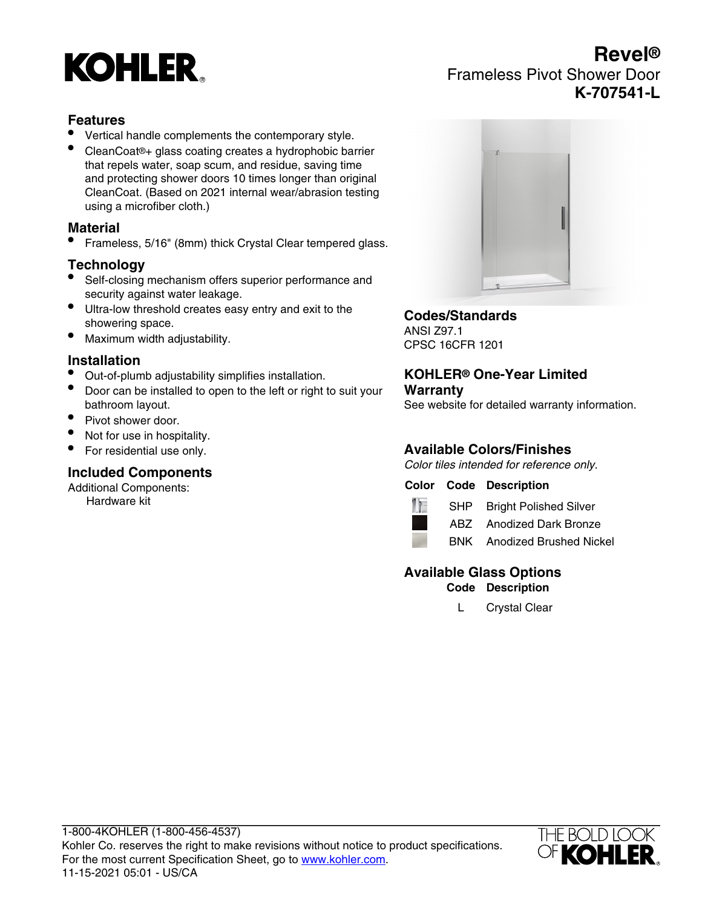# KOHLER

# Revel®

## Frameless Pivot Shower Door

## K-707541-L

### Features

- Vertical handle complements the contemporary style.
- CleanCoat®+ glass coating creates a hydrophobic barrier that repels water, soap scum, and residue, saving time and protecting shower doors 10 times longer than original CleanCoat. (Based on 2021 internal wear/abrasion testing using a microfiber cloth.)

### Material

- Frameless, 5/16" (8mm) thick Crystal Clear tempered glass.

### Technology

- Self-closing mechanism offers superior performance and security against water leakage.
- Ultra-low threshold creates easy entry and exit to the showering space.
- Maximum width adjustability.

### Installation

- Out-of-plumb adjustability simplifies installation.
- Door can be installed to open to the left or right to suit your bathroom layout.
- Pivot shower door.
- Not for use in hospitality.
- For residential use only.

### Included Components

Additional Components:
Hardware kit

### Codes/Standards

ANSI Z97.1
CPSC 16CFR 1201

### KOHLER® One-Year Limited Warranty

See website for detailed warranty information.

### Available Colors/Finishes

*Color tiles intended for reference only.*

| Color | Code | Description |
|---|---|---|
| | SHP | Bright Polished Silver |
| | ABZ | Anodized Dark Bronze |
| | BNK | Anodized Brushed Nickel |

### Available Glass Options

| Code | Description |
|---|---|
| L | Crystal Clear |

1-800-4KOHLER (1-800-456-4537)
Kohler Co. reserves the right to make revisions without notice to product specifications.
For the most current Specification Sheet, go to www.kohler.com.
11-15-2021 05:01 - US/CA

THE BOLD LOOK OF KOHLER®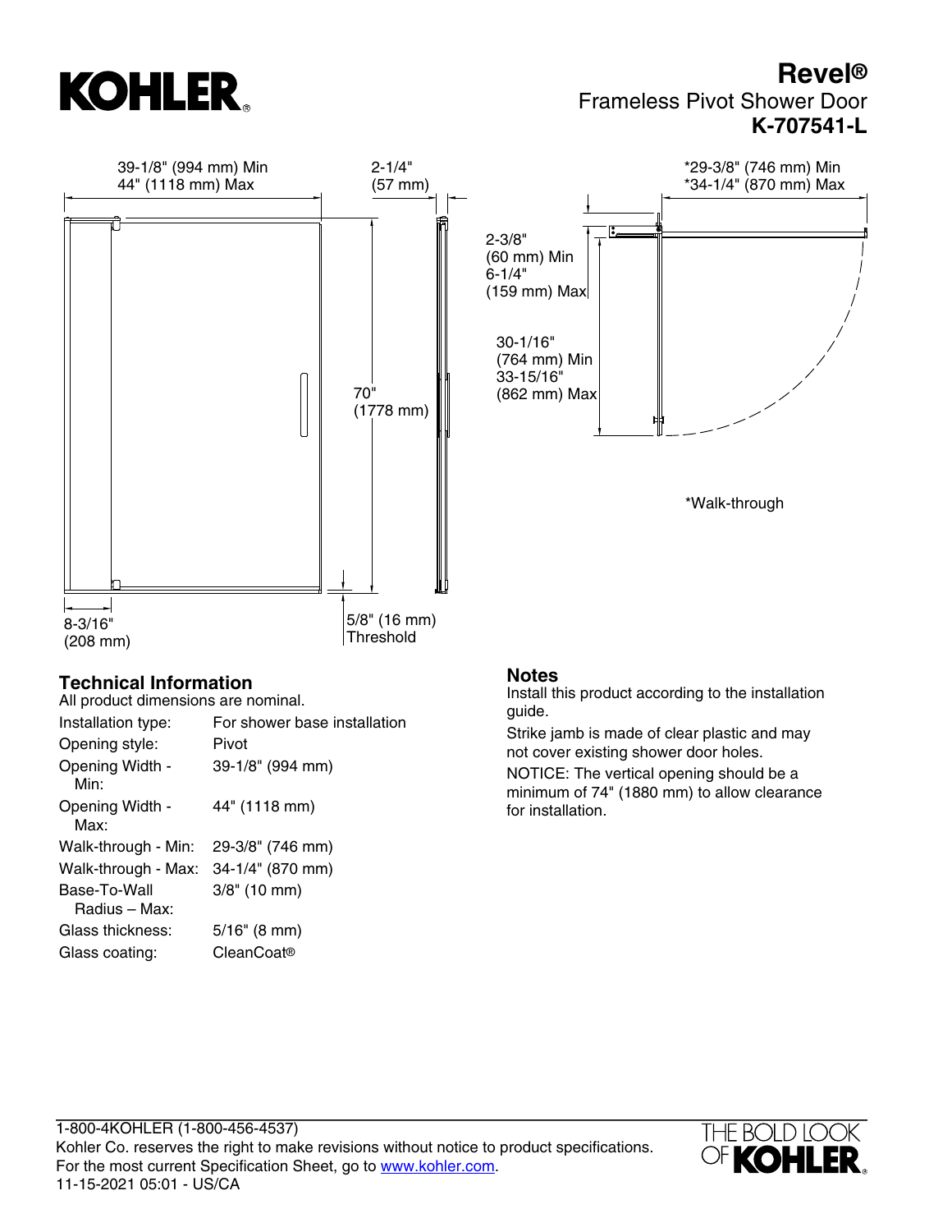# KOHLER

**Revel®**
Frameless Pivot Shower Door
**K-707541-L**

39-1/8" (994 mm) Min
44" (1118 mm) Max

2-1/4"
(57 mm)

*29-3/8" (746 mm) Min
*34-1/4" (870 mm) Max

2-3/8"
(60 mm) Min
6-1/4"
(159 mm) Max

30-1/16"
(764 mm) Min
33-15/16"
(862 mm) Max

70"
(1778 mm)

*Walk-through

8-3/16"
(208 mm)

5/8" (16 mm)
Threshold

## Technical Information

All product dimensions are nominal.

| | |
|---|---|
| Installation type: | For shower base installation |
| Opening style: | Pivot |
| Opening Width - Min: | 39-1/8" (994 mm) |
| Opening Width - Max: | 44" (1118 mm) |
| Walk-through - Min: | 29-3/8" (746 mm) |
| Walk-through - Max: | 34-1/4" (870 mm) |
| Base-To-Wall Radius – Max: | 3/8" (10 mm) |
| Glass thickness: | 5/16" (8 mm) |
| Glass coating: | CleanCoat® |

## Notes

Install this product according to the installation guide.

Strike jamb is made of clear plastic and may not cover existing shower door holes.

NOTICE: The vertical opening should be a minimum of 74" (1880 mm) to allow clearance for installation.

1-800-4KOHLER (1-800-456-4537)
Kohler Co. reserves the right to make revisions without notice to product specifications.
For the most current Specification Sheet, go to www.kohler.com.
11-15-2021 05:01 - US/CA

THE BOLD LOOK OF KOHLER